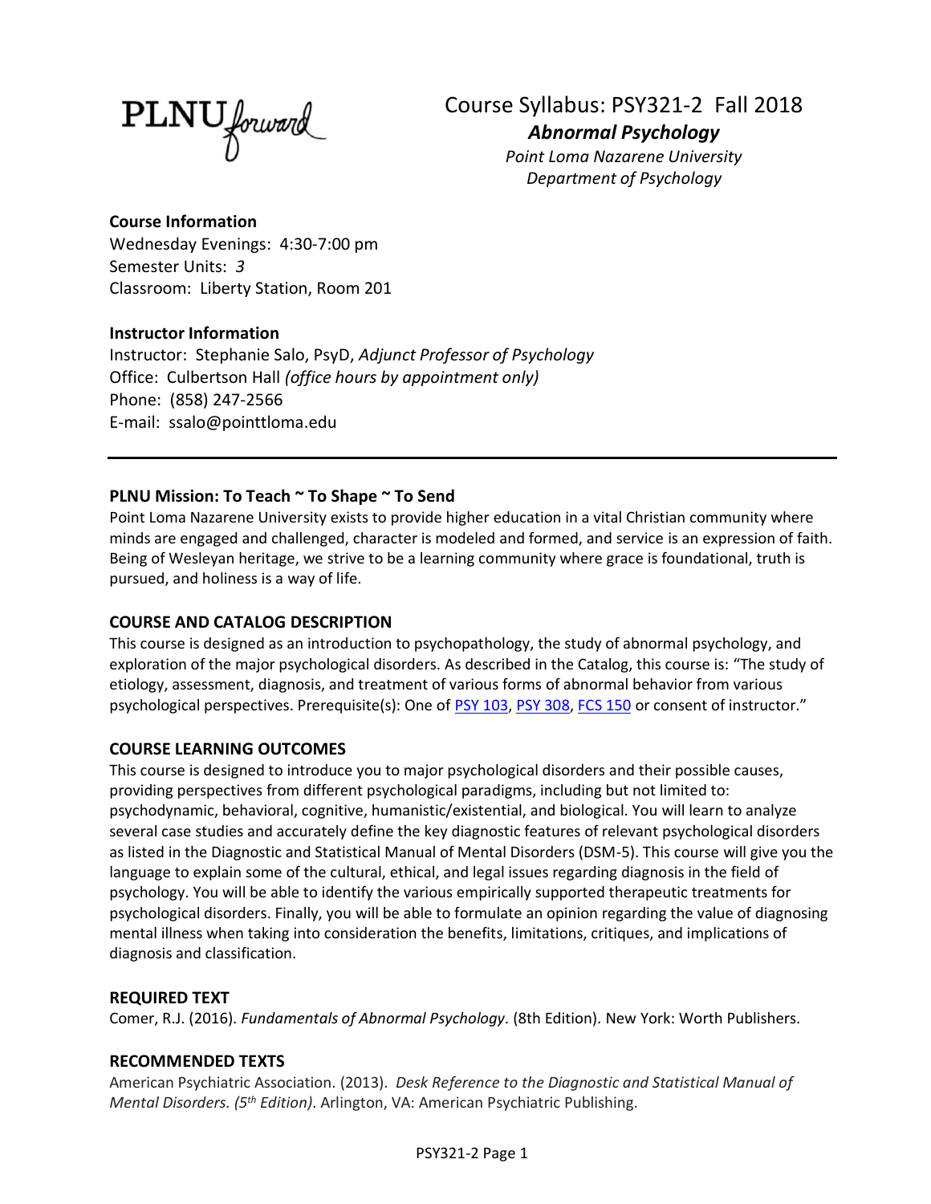PLNU forward

# Course Syllabus: PSY321-2 Fall 2018

## *Abnormal Psychology*

*Point Loma Nazarene University*
*Department of Psychology*

**Course Information**
Wednesday Evenings: 4:30-7:00 pm
Semester Units: *3*
Classroom: Liberty Station, Room 201

**Instructor Information**
Instructor: Stephanie Salo, PsyD, *Adjunct Professor of Psychology*
Office: Culbertson Hall *(office hours by appointment only)*
Phone: (858) 247-2566
E-mail: ssalo@pointtloma.edu

---

### PLNU Mission: To Teach ~ To Shape ~ To Send

Point Loma Nazarene University exists to provide higher education in a vital Christian community where minds are engaged and challenged, character is modeled and formed, and service is an expression of faith. Being of Wesleyan heritage, we strive to be a learning community where grace is foundational, truth is pursued, and holiness is a way of life.

### COURSE AND CATALOG DESCRIPTION

This course is designed as an introduction to psychopathology, the study of abnormal psychology, and exploration of the major psychological disorders. As described in the Catalog, this course is: "The study of etiology, assessment, diagnosis, and treatment of various forms of abnormal behavior from various psychological perspectives. Prerequisite(s): One of PSY 103, PSY 308, FCS 150 or consent of instructor."

### COURSE LEARNING OUTCOMES

This course is designed to introduce you to major psychological disorders and their possible causes, providing perspectives from different psychological paradigms, including but not limited to: psychodynamic, behavioral, cognitive, humanistic/existential, and biological. You will learn to analyze several case studies and accurately define the key diagnostic features of relevant psychological disorders as listed in the Diagnostic and Statistical Manual of Mental Disorders (DSM-5). This course will give you the language to explain some of the cultural, ethical, and legal issues regarding diagnosis in the field of psychology. You will be able to identify the various empirically supported therapeutic treatments for psychological disorders. Finally, you will be able to formulate an opinion regarding the value of diagnosing mental illness when taking into consideration the benefits, limitations, critiques, and implications of diagnosis and classification.

### REQUIRED TEXT

Comer, R.J. (2016). *Fundamentals of Abnormal Psychology.* (8th Edition). New York: Worth Publishers.

### RECOMMENDED TEXTS

American Psychiatric Association. (2013). *Desk Reference to the Diagnostic and Statistical Manual of Mental Disorders. (5th Edition)*. Arlington, VA: American Psychiatric Publishing.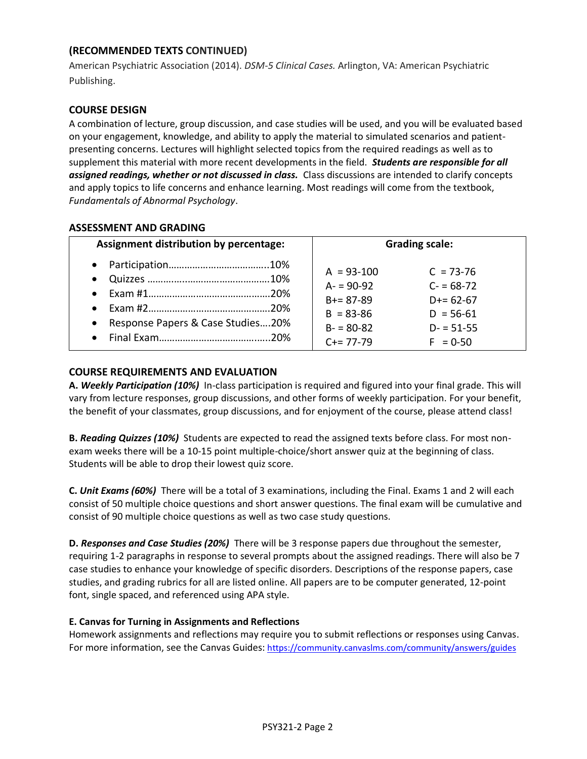### (RECOMMENDED TEXTS CONTINUED)

American Psychiatric Association (2014). *DSM-5 Clinical Cases.* Arlington, VA: American Psychiatric Publishing.

### COURSE DESIGN

A combination of lecture, group discussion, and case studies will be used, and you will be evaluated based on your engagement, knowledge, and ability to apply the material to simulated scenarios and patient-presenting concerns. Lectures will highlight selected topics from the required readings as well as to supplement this material with more recent developments in the field. ***Students are responsible for all assigned readings, whether or not discussed in class.*** Class discussions are intended to clarify concepts and apply topics to life concerns and enhance learning. Most readings will come from the textbook, *Fundamentals of Abnormal Psychology*.

### ASSESSMENT AND GRADING

| Assignment distribution by percentage: | Grading scale: | |
|---|---|---|
| • Participation……………………………..10% | A = 93-100 | C = 73-76 |
| • Quizzes ……………………………………10% | A- = 90-92 | C- = 68-72 |
| • Exam #1……………………………………20% | B+= 87-89 | D+= 62-67 |
| • Exam #2……………………………………20% | B = 83-86 | D = 56-61 |
| • Response Papers & Case Studies….20% | B- = 80-82 | D- = 51-55 |
| • Final Exam………………………………..20% | C+= 77-79 | F = 0-50 |

### COURSE REQUIREMENTS AND EVALUATION

**A. *Weekly Participation (10%)*** In-class participation is required and figured into your final grade. This will vary from lecture responses, group discussions, and other forms of weekly participation. For your benefit, the benefit of your classmates, group discussions, and for enjoyment of the course, please attend class!

**B. *Reading Quizzes (10%)*** Students are expected to read the assigned texts before class. For most non-exam weeks there will be a 10-15 point multiple-choice/short answer quiz at the beginning of class. Students will be able to drop their lowest quiz score.

**C. *Unit Exams (60%)*** There will be a total of 3 examinations, including the Final. Exams 1 and 2 will each consist of 50 multiple choice questions and short answer questions. The final exam will be cumulative and consist of 90 multiple choice questions as well as two case study questions.

**D. *Responses and Case Studies (20%)*** There will be 3 response papers due throughout the semester, requiring 1-2 paragraphs in response to several prompts about the assigned readings. There will also be 7 case studies to enhance your knowledge of specific disorders. Descriptions of the response papers, case studies, and grading rubrics for all are listed online. All papers are to be computer generated, 12-point font, single spaced, and referenced using APA style.

**E. Canvas for Turning in Assignments and Reflections**

Homework assignments and reflections may require you to submit reflections or responses using Canvas. For more information, see the Canvas Guides: https://community.canvaslms.com/community/answers/guides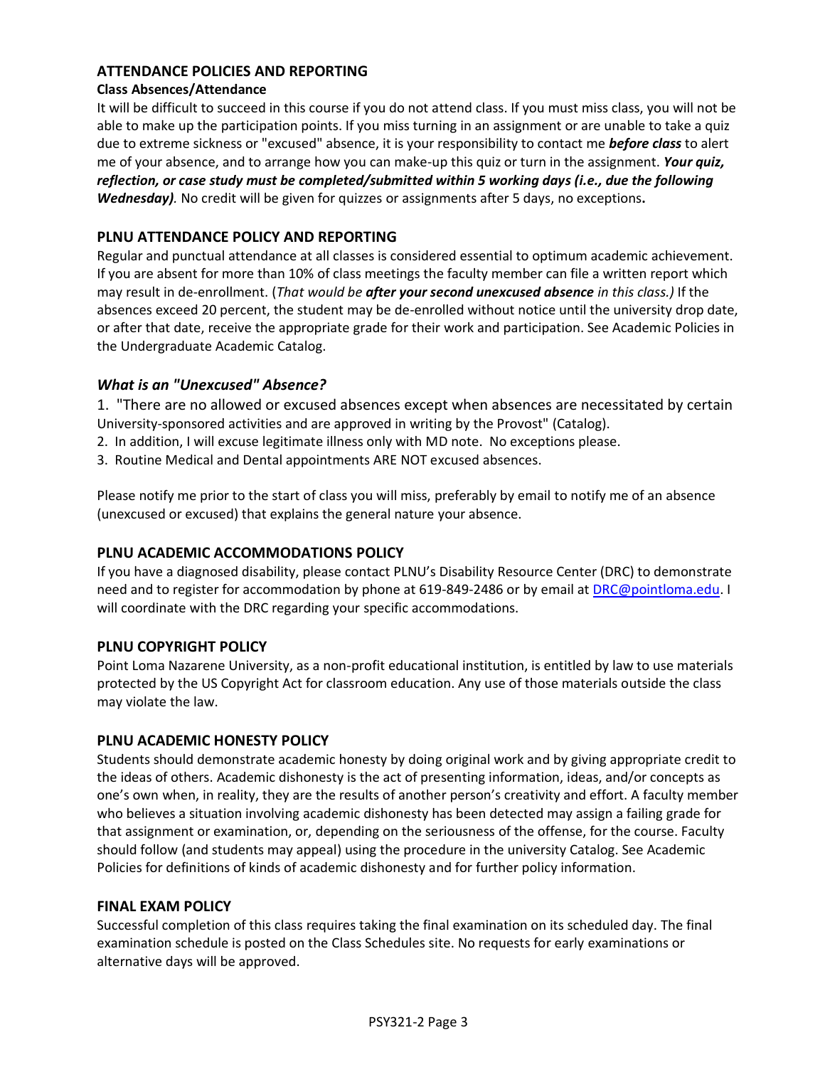## ATTENDANCE POLICIES AND REPORTING

**Class Absences/Attendance**

It will be difficult to succeed in this course if you do not attend class. If you must miss class, you will not be able to make up the participation points. If you miss turning in an assignment or are unable to take a quiz due to extreme sickness or "excused" absence, it is your responsibility to contact me ***before class*** to alert me of your absence, and to arrange how you can make-up this quiz or turn in the assignment. ***Your quiz, reflection, or case study must be completed/submitted within 5 working days (i.e., due the following Wednesday).*** No credit will be given for quizzes or assignments after 5 days, no exceptions**.**

## PLNU ATTENDANCE POLICY AND REPORTING

Regular and punctual attendance at all classes is considered essential to optimum academic achievement. If you are absent for more than 10% of class meetings the faculty member can file a written report which may result in de-enrollment. (*That would be **after your second unexcused absence** in this class.)* If the absences exceed 20 percent, the student may be de-enrolled without notice until the university drop date, or after that date, receive the appropriate grade for their work and participation. See Academic Policies in the Undergraduate Academic Catalog.

### *What is an "Unexcused" Absence?*

1. "There are no allowed or excused absences except when absences are necessitated by certain University-sponsored activities and are approved in writing by the Provost" (Catalog).
2. In addition, I will excuse legitimate illness only with MD note. No exceptions please.
3. Routine Medical and Dental appointments ARE NOT excused absences.

Please notify me prior to the start of class you will miss, preferably by email to notify me of an absence (unexcused or excused) that explains the general nature your absence.

## PLNU ACADEMIC ACCOMMODATIONS POLICY

If you have a diagnosed disability, please contact PLNU's Disability Resource Center (DRC) to demonstrate need and to register for accommodation by phone at 619-849-2486 or by email at DRC@pointloma.edu. I will coordinate with the DRC regarding your specific accommodations.

## PLNU COPYRIGHT POLICY

Point Loma Nazarene University, as a non-profit educational institution, is entitled by law to use materials protected by the US Copyright Act for classroom education. Any use of those materials outside the class may violate the law.

## PLNU ACADEMIC HONESTY POLICY

Students should demonstrate academic honesty by doing original work and by giving appropriate credit to the ideas of others. Academic dishonesty is the act of presenting information, ideas, and/or concepts as one's own when, in reality, they are the results of another person's creativity and effort. A faculty member who believes a situation involving academic dishonesty has been detected may assign a failing grade for that assignment or examination, or, depending on the seriousness of the offense, for the course. Faculty should follow (and students may appeal) using the procedure in the university Catalog. See Academic Policies for definitions of kinds of academic dishonesty and for further policy information.

## FINAL EXAM POLICY

Successful completion of this class requires taking the final examination on its scheduled day. The final examination schedule is posted on the Class Schedules site. No requests for early examinations or alternative days will be approved.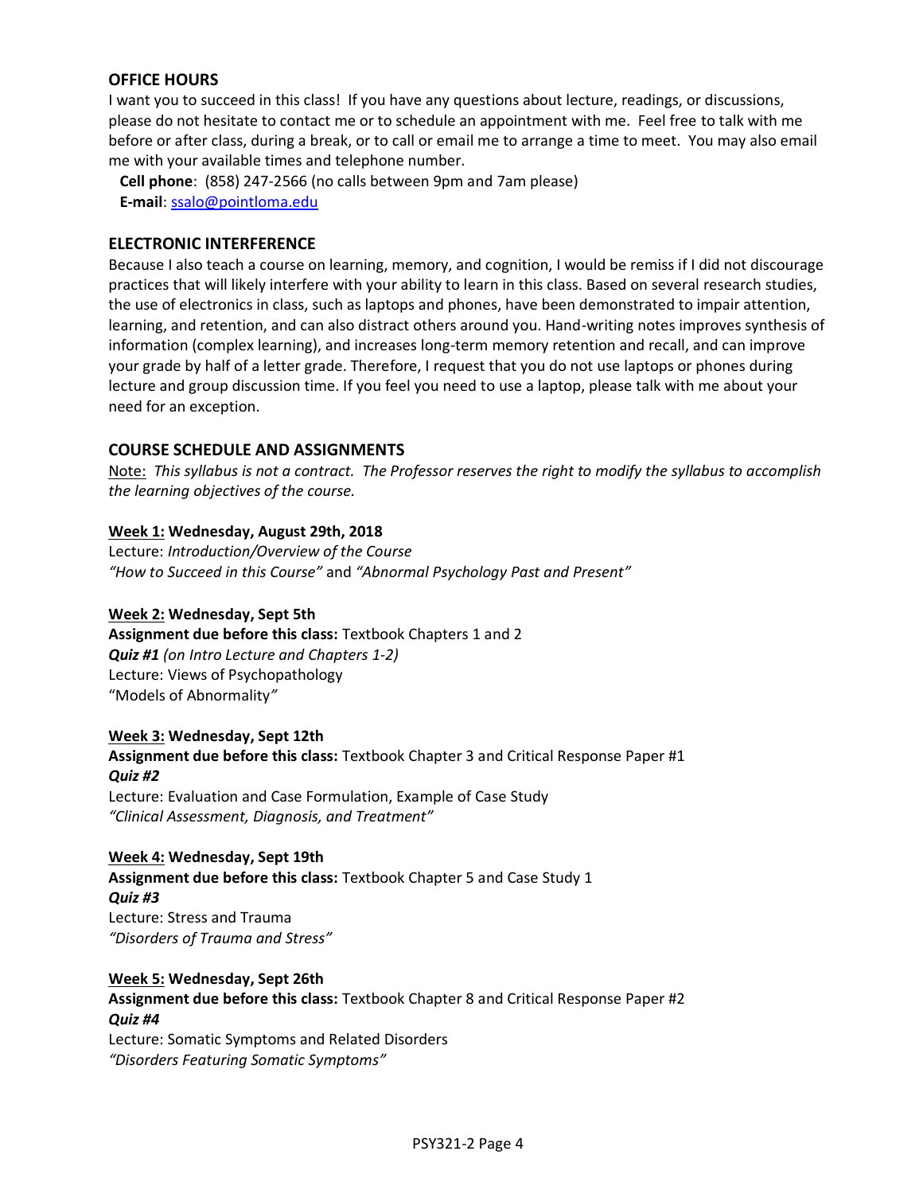## OFFICE HOURS

I want you to succeed in this class! If you have any questions about lecture, readings, or discussions, please do not hesitate to contact me or to schedule an appointment with me. Feel free to talk with me before or after class, during a break, or to call or email me to arrange a time to meet. You may also email me with your available times and telephone number.

**Cell phone**: (858) 247-2566 (no calls between 9pm and 7am please)
**E-mail**: ssalo@pointloma.edu

## ELECTRONIC INTERFERENCE

Because I also teach a course on learning, memory, and cognition, I would be remiss if I did not discourage practices that will likely interfere with your ability to learn in this class. Based on several research studies, the use of electronics in class, such as laptops and phones, have been demonstrated to impair attention, learning, and retention, and can also distract others around you. Hand-writing notes improves synthesis of information (complex learning), and increases long-term memory retention and recall, and can improve your grade by half of a letter grade. Therefore, I request that you do not use laptops or phones during lecture and group discussion time. If you feel you need to use a laptop, please talk with me about your need for an exception.

## COURSE SCHEDULE AND ASSIGNMENTS

Note: *This syllabus is not a contract. The Professor reserves the right to modify the syllabus to accomplish the learning objectives of the course.*

**Week 1: Wednesday, August 29th, 2018**
Lecture: *Introduction/Overview of the Course*
*"How to Succeed in this Course"* and *"Abnormal Psychology Past and Present"*

**Week 2: Wednesday, Sept 5th**
**Assignment due before this class:** Textbook Chapters 1 and 2
***Quiz #1*** *(on Intro Lecture and Chapters 1-2)*
Lecture: Views of Psychopathology
"Models of Abnormality"

**Week 3: Wednesday, Sept 12th**
**Assignment due before this class:** Textbook Chapter 3 and Critical Response Paper #1
***Quiz #2***
Lecture: Evaluation and Case Formulation, Example of Case Study
*"Clinical Assessment, Diagnosis, and Treatment"*

**Week 4: Wednesday, Sept 19th**
**Assignment due before this class:** Textbook Chapter 5 and Case Study 1
***Quiz #3***
Lecture: Stress and Trauma
*"Disorders of Trauma and Stress"*

**Week 5: Wednesday, Sept 26th**
**Assignment due before this class:** Textbook Chapter 8 and Critical Response Paper #2
***Quiz #4***
Lecture: Somatic Symptoms and Related Disorders
*"Disorders Featuring Somatic Symptoms"*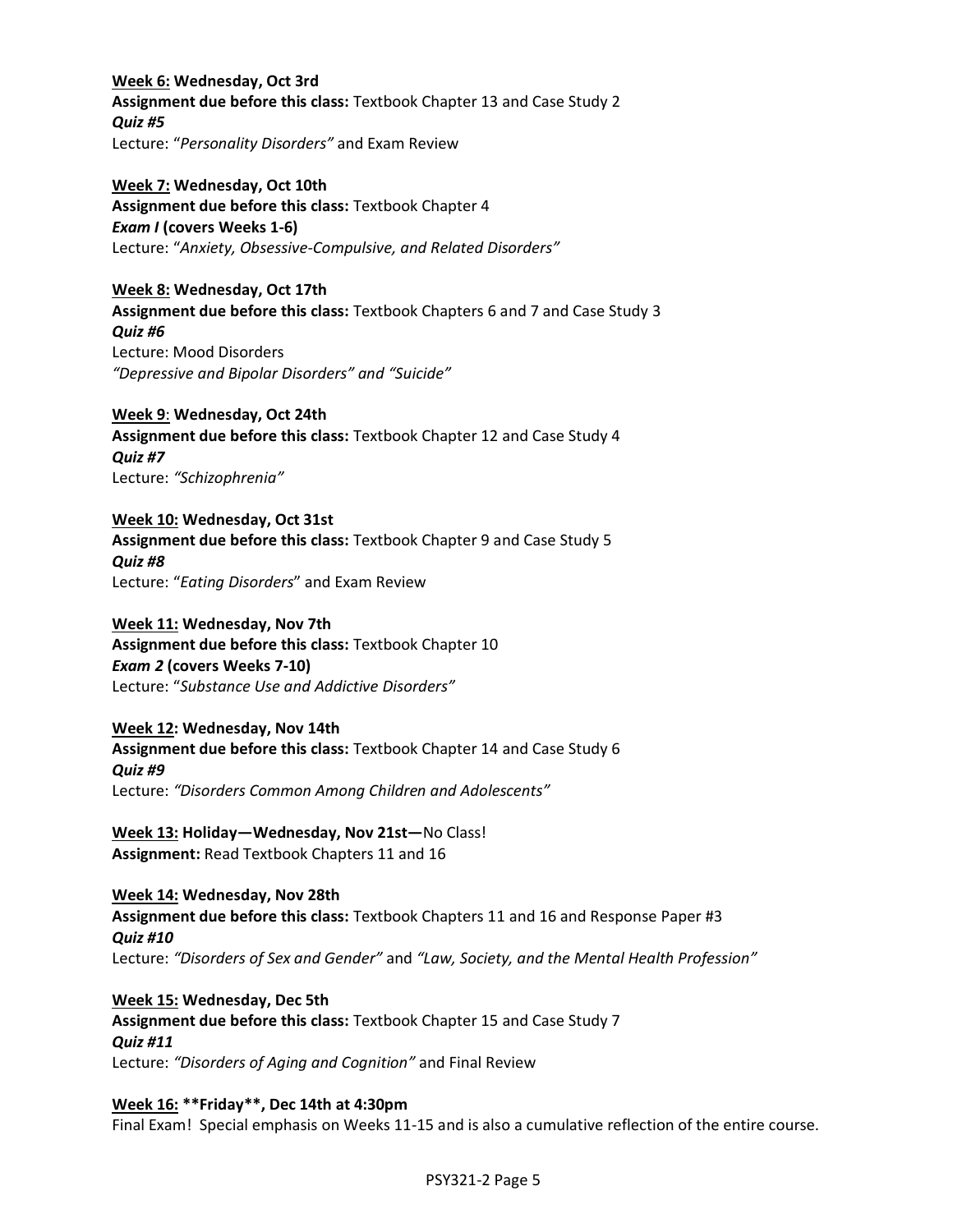**Week 6: Wednesday, Oct 3rd**
**Assignment due before this class:** Textbook Chapter 13 and Case Study 2
***Quiz #5***
Lecture: "*Personality Disorders"* and Exam Review

**Week 7: Wednesday, Oct 10th**
**Assignment due before this class:** Textbook Chapter 4
***Exam I* (covers Weeks 1-6)**
Lecture: "*Anxiety, Obsessive-Compulsive, and Related Disorders"*

**Week 8: Wednesday, Oct 17th**
**Assignment due before this class:** Textbook Chapters 6 and 7 and Case Study 3
***Quiz #6***
Lecture: Mood Disorders
*"Depressive and Bipolar Disorders" and "Suicide"*

**Week 9: Wednesday, Oct 24th**
**Assignment due before this class:** Textbook Chapter 12 and Case Study 4
***Quiz #7***
Lecture: *"Schizophrenia"*

**Week 10: Wednesday, Oct 31st**
**Assignment due before this class:** Textbook Chapter 9 and Case Study 5
***Quiz #8***
Lecture: "*Eating Disorders*" and Exam Review

**Week 11: Wednesday, Nov 7th**
**Assignment due before this class:** Textbook Chapter 10
***Exam 2* (covers Weeks 7-10)**
Lecture: "*Substance Use and Addictive Disorders"*

**Week 12: Wednesday, Nov 14th**
**Assignment due before this class:** Textbook Chapter 14 and Case Study 6
***Quiz #9***
Lecture: *"Disorders Common Among Children and Adolescents"*

**Week 13: Holiday—Wednesday, Nov 21st—**No Class!
**Assignment:** Read Textbook Chapters 11 and 16

**Week 14: Wednesday, Nov 28th**
**Assignment due before this class:** Textbook Chapters 11 and 16 and Response Paper #3
***Quiz #10***
Lecture: *"Disorders of Sex and Gender"* and *"Law, Society, and the Mental Health Profession"*

**Week 15: Wednesday, Dec 5th**
**Assignment due before this class:** Textbook Chapter 15 and Case Study 7
***Quiz #11***
Lecture: *"Disorders of Aging and Cognition"* and Final Review

**Week 16: \*\*Friday\*\*, Dec 14th at 4:30pm**
Final Exam! Special emphasis on Weeks 11-15 and is also a cumulative reflection of the entire course.